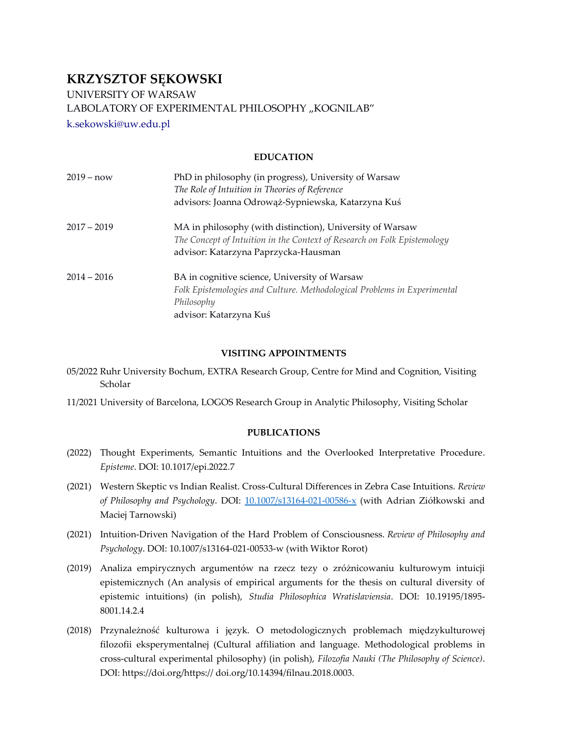# KRZYSZTOF SĘKOWSKI

UNIVERSITY OF WARSAW
LABOLATORY OF EXPERIMENTAL PHILOSOPHY „KOGNILAB"
k.sekowski@uw.edu.pl

## EDUCATION

2019 – now
PhD in philosophy (in progress), University of Warsaw
*The Role of Intuition in Theories of Reference*
advisors: Joanna Odrowąż-Sypniewska, Katarzyna Kuś

2017 – 2019
MA in philosophy (with distinction), University of Warsaw
*The Concept of Intuition in the Context of Research on Folk Epistemology*
advisor: Katarzyna Paprzycka-Hausman

2014 – 2016
BA in cognitive science, University of Warsaw
*Folk Epistemologies and Culture. Methodological Problems in Experimental Philosophy*
advisor: Katarzyna Kuś

## VISITING APPOINTMENTS

05/2022 Ruhr University Bochum, EXTRA Research Group, Centre for Mind and Cognition, Visiting Scholar

11/2021 University of Barcelona, LOGOS Research Group in Analytic Philosophy, Visiting Scholar

## PUBLICATIONS

(2022) Thought Experiments, Semantic Intuitions and the Overlooked Interpretative Procedure. *Episteme*. DOI: 10.1017/epi.2022.7

(2021) Western Skeptic vs Indian Realist. Cross-Cultural Differences in Zebra Case Intuitions. *Review of Philosophy and Psychology*. DOI: 10.1007/s13164-021-00586-x (with Adrian Ziółkowski and Maciej Tarnowski)

(2021) Intuition-Driven Navigation of the Hard Problem of Consciousness. *Review of Philosophy and Psychology*. DOI: 10.1007/s13164-021-00533-w (with Wiktor Rorot)

(2019) Analiza empirycznych argumentów na rzecz tezy o zróżnicowaniu kulturowym intuicji epistemicznych (An analysis of empirical arguments for the thesis on cultural diversity of epistemic intuitions) (in polish), *Studia Philosophica Wratislaviensia*. DOI: 10.19195/1895-8001.14.2.4

(2018) Przynależność kulturowa i język. O metodologicznych problemach międzykulturowej filozofii eksperymentalnej (Cultural affiliation and language. Methodological problems in cross-cultural experimental philosophy) (in polish), *Filozofia Nauki (The Philosophy of Science)*. DOI: https://doi.org/https:// doi.org/10.14394/filnau.2018.0003.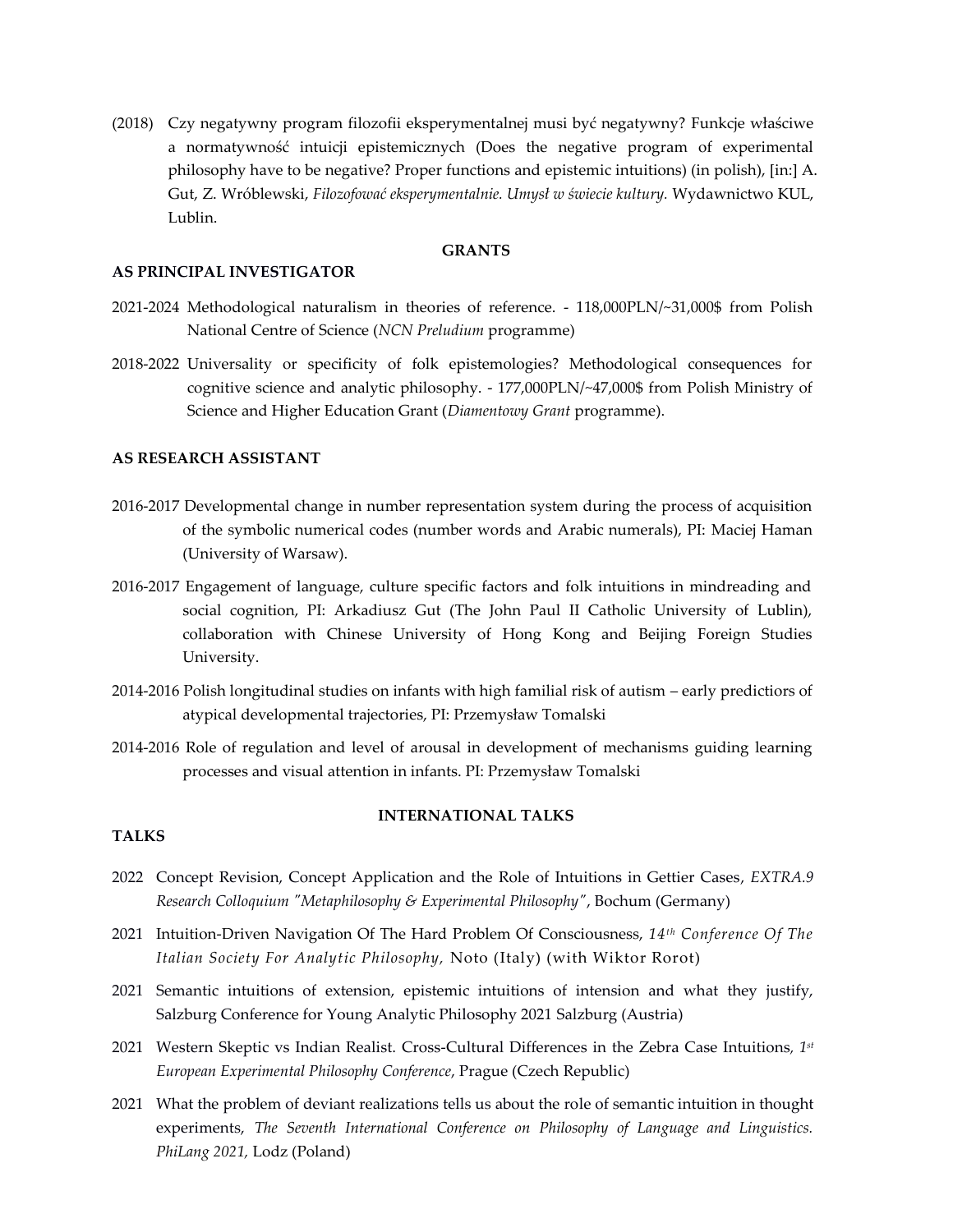(2018) Czy negatywny program filozofii eksperymentalnej musi być negatywny? Funkcje właściwe a normatywność intuicji epistemicznych (Does the negative program of experimental philosophy have to be negative? Proper functions and epistemic intuitions) (in polish), [in:] A. Gut, Z. Wróblewski, *Filozofować eksperymentalnie. Umysł w świecie kultury.* Wydawnictwo KUL, Lublin.

## GRANTS

### AS PRINCIPAL INVESTIGATOR

2021-2024 Methodological naturalism in theories of reference. - 118,000PLN/~31,000$ from Polish National Centre of Science (*NCN Preludium* programme)

2018-2022 Universality or specificity of folk epistemologies? Methodological consequences for cognitive science and analytic philosophy. - 177,000PLN/~47,000$ from Polish Ministry of Science and Higher Education Grant (*Diamentowy Grant* programme).

### AS RESEARCH ASSISTANT

2016-2017 Developmental change in number representation system during the process of acquisition of the symbolic numerical codes (number words and Arabic numerals), PI: Maciej Haman (University of Warsaw).

2016-2017 Engagement of language, culture specific factors and folk intuitions in mindreading and social cognition, PI: Arkadiusz Gut (The John Paul II Catholic University of Lublin), collaboration with Chinese University of Hong Kong and Beijing Foreign Studies University.

2014-2016 Polish longitudinal studies on infants with high familial risk of autism – early predictiors of atypical developmental trajectories, PI: Przemysław Tomalski

2014-2016 Role of regulation and level of arousal in development of mechanisms guiding learning processes and visual attention in infants. PI: Przemysław Tomalski

## INTERNATIONAL TALKS

### TALKS

2022 Concept Revision, Concept Application and the Role of Intuitions in Gettier Cases, *EXTRA.9 Research Colloquium "Metaphilosophy & Experimental Philosophy"*, Bochum (Germany)

2021 Intuition-Driven Navigation Of The Hard Problem Of Consciousness, *14th Conference Of The Italian Society For Analytic Philosophy,* Noto (Italy) (with Wiktor Rorot)

2021 Semantic intuitions of extension, epistemic intuitions of intension and what they justify, Salzburg Conference for Young Analytic Philosophy 2021 Salzburg (Austria)

2021 Western Skeptic vs Indian Realist. Cross-Cultural Differences in the Zebra Case Intuitions, *1st European Experimental Philosophy Conference*, Prague (Czech Republic)

2021 What the problem of deviant realizations tells us about the role of semantic intuition in thought experiments, *The Seventh International Conference on Philosophy of Language and Linguistics. PhiLang 2021,* Lodz (Poland)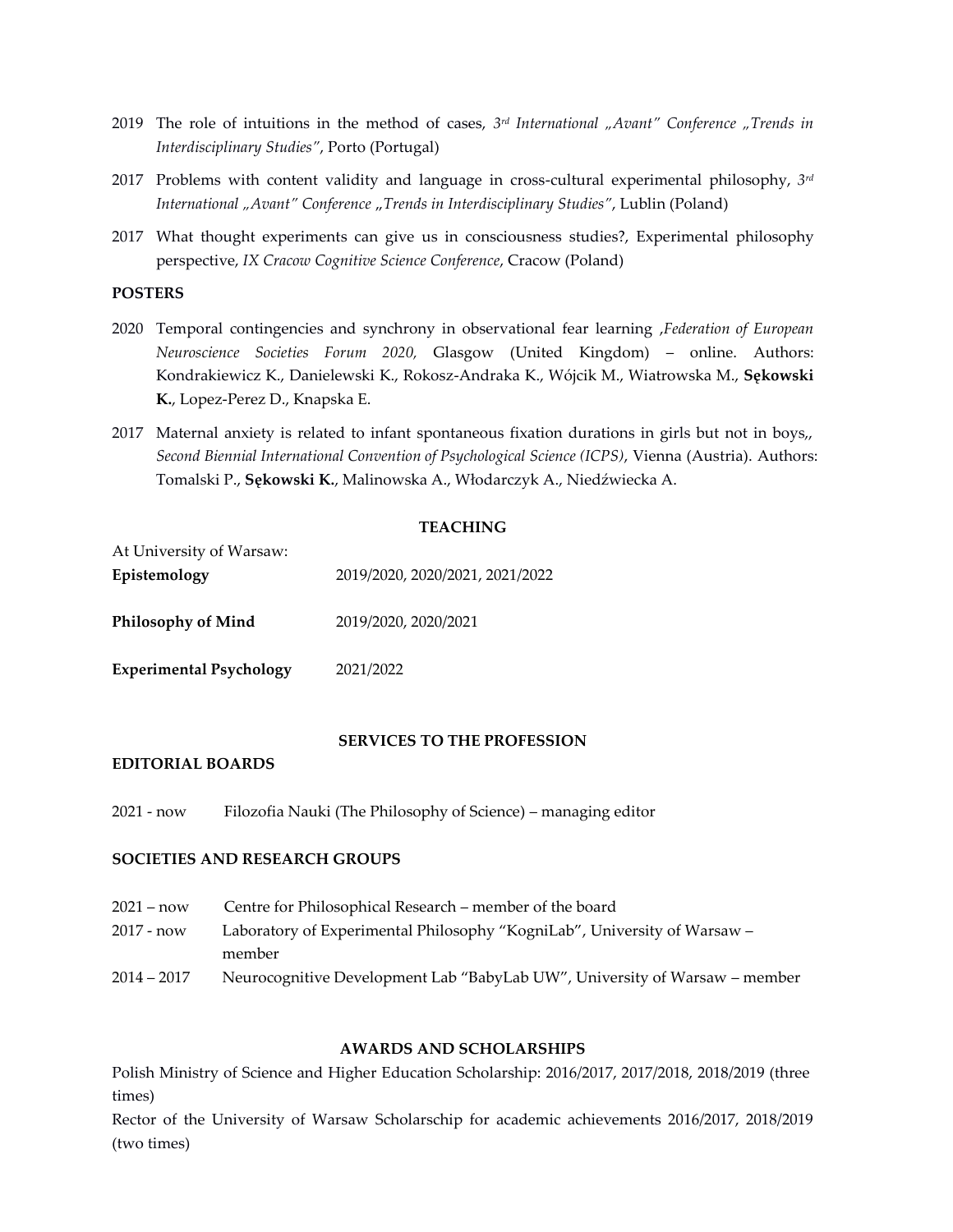2019 The role of intuitions in the method of cases, *3rd International „Avant" Conference „Trends in Interdisciplinary Studies"*, Porto (Portugal)

2017 Problems with content validity and language in cross-cultural experimental philosophy, *3rd International „Avant" Conference „Trends in Interdisciplinary Studies"*, Lublin (Poland)

2017 What thought experiments can give us in consciousness studies?, Experimental philosophy perspective, *IX Cracow Cognitive Science Conference*, Cracow (Poland)

**POSTERS**

2020 Temporal contingencies and synchrony in observational fear learning ,*Federation of European Neuroscience Societies Forum 2020,* Glasgow (United Kingdom) – online. Authors: Kondrakiewicz K., Danielewski K., Rokosz-Andraka K., Wójcik M., Wiatrowska M., **Sękowski K.**, Lopez-Perez D., Knapska E.

2017 Maternal anxiety is related to infant spontaneous fixation durations in girls but not in boys,, *Second Biennial International Convention of Psychological Science (ICPS)*, Vienna (Austria). Authors: Tomalski P., **Sękowski K.**, Malinowska A., Włodarczyk A., Niedźwiecka A.

## TEACHING

At University of Warsaw:

| | |
|---|---|
| **Epistemology** | 2019/2020, 2020/2021, 2021/2022 |
| **Philosophy of Mind** | 2019/2020, 2020/2021 |
| **Experimental Psychology** | 2021/2022 |

## SERVICES TO THE PROFESSION

**EDITORIAL BOARDS**

2021 - now Filozofia Nauki (The Philosophy of Science) – managing editor

**SOCIETIES AND RESEARCH GROUPS**

2021 – now Centre for Philosophical Research – member of the board

2017 - now Laboratory of Experimental Philosophy "KogniLab", University of Warsaw – member

2014 – 2017 Neurocognitive Development Lab "BabyLab UW", University of Warsaw – member

## AWARDS AND SCHOLARSHIPS

Polish Ministry of Science and Higher Education Scholarship: 2016/2017, 2017/2018, 2018/2019 (three times)

Rector of the University of Warsaw Scholarschip for academic achievements 2016/2017, 2018/2019 (two times)